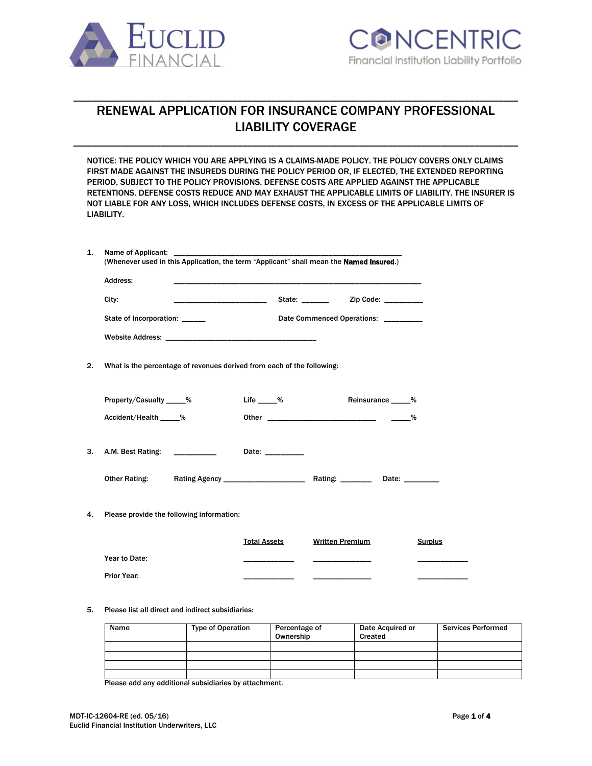EUCLID FINANCIAL

CONCENTRIC
Financial Institution Liability Portfolio

# RENEWAL APPLICATION FOR INSURANCE COMPANY PROFESSIONAL LIABILITY COVERAGE

NOTICE: THE POLICY WHICH YOU ARE APPLYING IS A CLAIMS-MADE POLICY. THE POLICY COVERS ONLY CLAIMS FIRST MADE AGAINST THE INSUREDS DURING THE POLICY PERIOD OR, IF ELECTED, THE EXTENDED REPORTING PERIOD, SUBJECT TO THE POLICY PROVISIONS. DEFENSE COSTS ARE APPLIED AGAINST THE APPLICABLE RETENTIONS. DEFENSE COSTS REDUCE AND MAY EXHAUST THE APPLICABLE LIMITS OF LIABILITY. THE INSURER IS NOT LIABLE FOR ANY LOSS, WHICH INCLUDES DEFENSE COSTS, IN EXCESS OF THE APPLICABLE LIMITS OF LIABILITY.

1. Name of Applicant: ______________________________________________
   (Whenever used in this Application, the term "Applicant" shall mean the **Named Insured**.)

   Address: ______________________________________________

   City: ________________________ State: ______ Zip Code: _________

   State of Incorporation: ______ Date Commenced Operations: _________

   Website Address: ______________________________________

2. What is the percentage of revenues derived from each of the following:

   Property/Casualty _____% Life _____% Reinsurance _____%

   Accident/Health _____% Other ___________________________ _____%

3. A.M. Best Rating: __________ Date: _________

   Other Rating: Rating Agency ____________________ Rating: _______ Date: ________

4. Please provide the following information:

| | Total Assets | Written Premium | Surplus |
|---|---|---|---|
| Year to Date: | ____________ | ______________ | ____________ |
| Prior Year: | ____________ | ______________ | ____________ |

5. Please list all direct and indirect subsidiaries:

| Name | Type of Operation | Percentage of Ownership | Date Acquired or Created | Services Performed |
|---|---|---|---|---|
| | | | | |
| | | | | |
| | | | | |
| | | | | |

Please add any additional subsidiaries by attachment.

MDT-IC-12604-RE (ed. 05/16)
Euclid Financial Institution Underwriters, LLC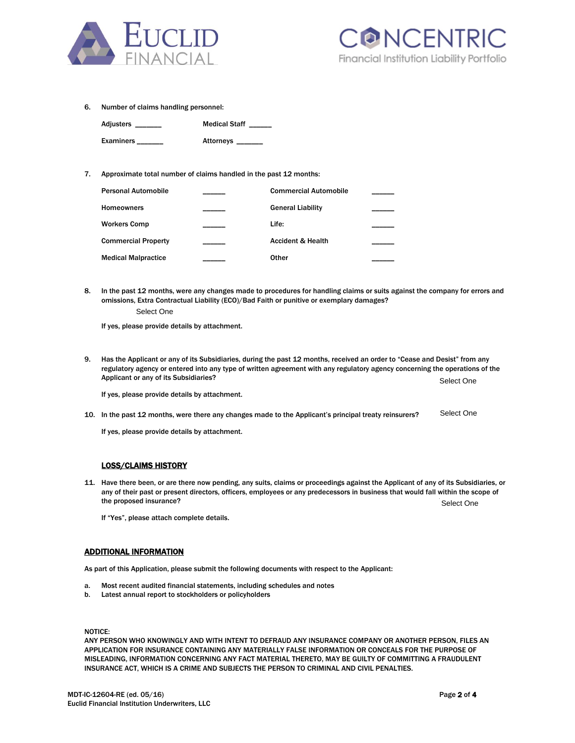6. Number of claims handling personnel:

| | | | |
|---|---|---|---|
| Adjusters | ______ | Medical Staff | ______ |
| Examiners | ______ | Attorneys | ______ |

7. Approximate total number of claims handled in the past 12 months:

| | | | |
|---|---|---|---|
| Personal Automobile | ______ | Commercial Automobile | ______ |
| Homeowners | ______ | General Liability | ______ |
| Workers Comp | ______ | Life: | ______ |
| Commercial Property | ______ | Accident & Health | ______ |
| Medical Malpractice | ______ | Other | ______ |

8. In the past 12 months, were any changes made to procedures for handling claims or suits against the company for errors and omissions, Extra Contractual Liability (ECO)/Bad Faith or punitive or exemplary damages?

   Select One

   If yes, please provide details by attachment.

9. Has the Applicant or any of its Subsidiaries, during the past 12 months, received an order to "Cease and Desist" from any regulatory agency or entered into any type of written agreement with any regulatory agency concerning the operations of the Applicant or any of its Subsidiaries? Select One

   If yes, please provide details by attachment.

10. In the past 12 months, were there any changes made to the Applicant's principal treaty reinsurers? Select One

    If yes, please provide details by attachment.

**LOSS/CLAIMS HISTORY**

11. Have there been, or are there now pending, any suits, claims or proceedings against the Applicant of any of its Subsidiaries, or any of their past or present directors, officers, employees or any predecessors in business that would fall within the scope of the proposed insurance? Select One

    If "Yes", please attach complete details.

**ADDITIONAL INFORMATION**

As part of this Application, please submit the following documents with respect to the Applicant:

a. Most recent audited financial statements, including schedules and notes
b. Latest annual report to stockholders or policyholders

NOTICE:
ANY PERSON WHO KNOWINGLY AND WITH INTENT TO DEFRAUD ANY INSURANCE COMPANY OR ANOTHER PERSON, FILES AN APPLICATION FOR INSURANCE CONTAINING ANY MATERIALLY FALSE INFORMATION OR CONCEALS FOR THE PURPOSE OF MISLEADING, INFORMATION CONCERNING ANY FACT MATERIAL THERETO, MAY BE GUILTY OF COMMITTING A FRAUDULENT INSURANCE ACT, WHICH IS A CRIME AND SUBJECTS THE PERSON TO CRIMINAL AND CIVIL PENALTIES.

MDT-IC-12604-RE (ed. 05/16)
Euclid Financial Institution Underwriters, LLC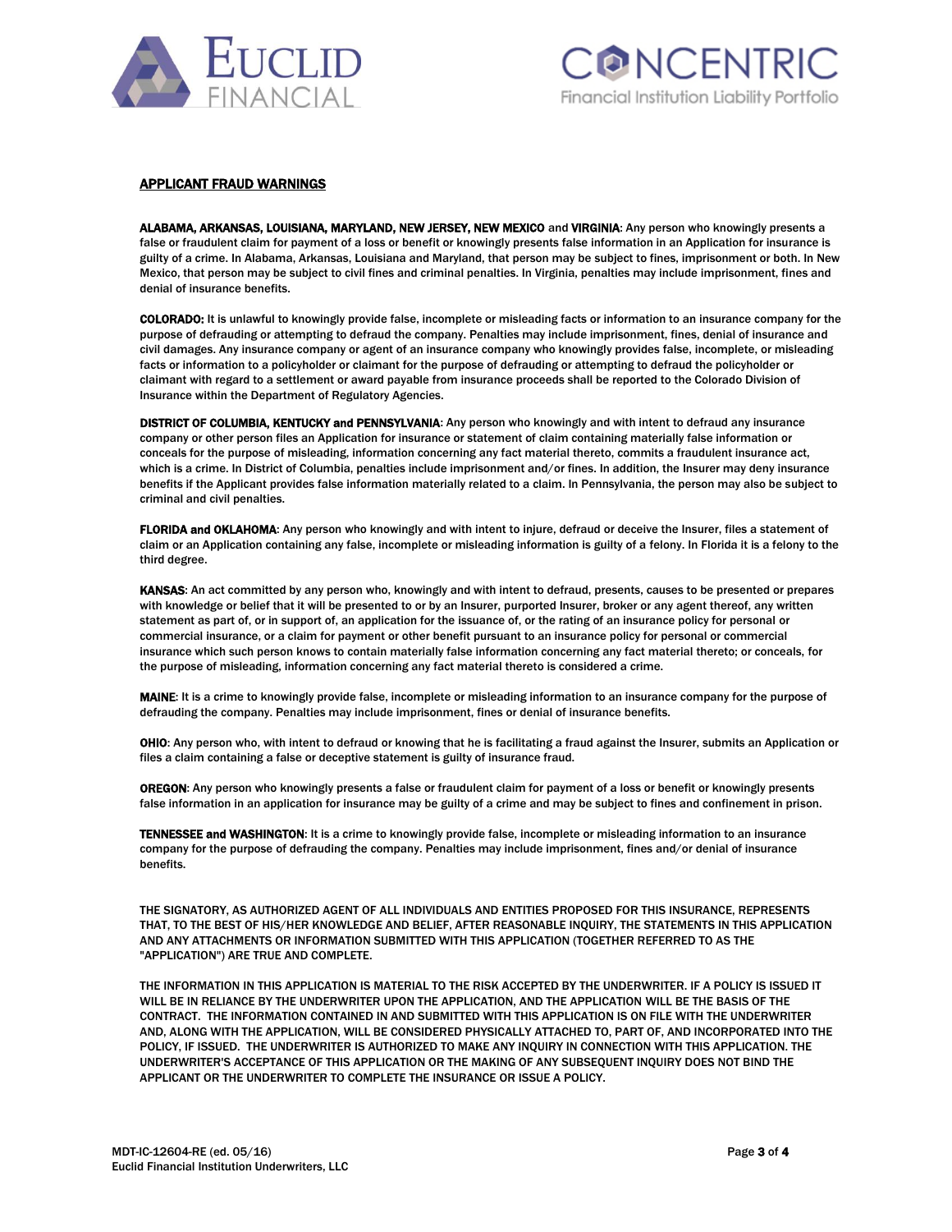## APPLICANT FRAUD WARNINGS

**ALABAMA, ARKANSAS, LOUISIANA, MARYLAND, NEW JERSEY, NEW MEXICO** and **VIRGINIA**: Any person who knowingly presents a false or fraudulent claim for payment of a loss or benefit or knowingly presents false information in an Application for insurance is guilty of a crime. In Alabama, Arkansas, Louisiana and Maryland, that person may be subject to fines, imprisonment or both. In New Mexico, that person may be subject to civil fines and criminal penalties. In Virginia, penalties may include imprisonment, fines and denial of insurance benefits.

**COLORADO:** It is unlawful to knowingly provide false, incomplete or misleading facts or information to an insurance company for the purpose of defrauding or attempting to defraud the company. Penalties may include imprisonment, fines, denial of insurance and civil damages. Any insurance company or agent of an insurance company who knowingly provides false, incomplete, or misleading facts or information to a policyholder or claimant for the purpose of defrauding or attempting to defraud the policyholder or claimant with regard to a settlement or award payable from insurance proceeds shall be reported to the Colorado Division of Insurance within the Department of Regulatory Agencies.

**DISTRICT OF COLUMBIA, KENTUCKY and PENNSYLVANIA**: Any person who knowingly and with intent to defraud any insurance company or other person files an Application for insurance or statement of claim containing materially false information or conceals for the purpose of misleading, information concerning any fact material thereto, commits a fraudulent insurance act, which is a crime. In District of Columbia, penalties include imprisonment and/or fines. In addition, the Insurer may deny insurance benefits if the Applicant provides false information materially related to a claim. In Pennsylvania, the person may also be subject to criminal and civil penalties.

**FLORIDA and OKLAHOMA**: Any person who knowingly and with intent to injure, defraud or deceive the Insurer, files a statement of claim or an Application containing any false, incomplete or misleading information is guilty of a felony. In Florida it is a felony to the third degree.

**KANSAS**: An act committed by any person who, knowingly and with intent to defraud, presents, causes to be presented or prepares with knowledge or belief that it will be presented to or by an Insurer, purported Insurer, broker or any agent thereof, any written statement as part of, or in support of, an application for the issuance of, or the rating of an insurance policy for personal or commercial insurance, or a claim for payment or other benefit pursuant to an insurance policy for personal or commercial insurance which such person knows to contain materially false information concerning any fact material thereto; or conceals, for the purpose of misleading, information concerning any fact material thereto is considered a crime.

**MAINE**: It is a crime to knowingly provide false, incomplete or misleading information to an insurance company for the purpose of defrauding the company. Penalties may include imprisonment, fines or denial of insurance benefits.

**OHIO**: Any person who, with intent to defraud or knowing that he is facilitating a fraud against the Insurer, submits an Application or files a claim containing a false or deceptive statement is guilty of insurance fraud.

**OREGON**: Any person who knowingly presents a false or fraudulent claim for payment of a loss or benefit or knowingly presents false information in an application for insurance may be guilty of a crime and may be subject to fines and confinement in prison.

**TENNESSEE and WASHINGTON**: It is a crime to knowingly provide false, incomplete or misleading information to an insurance company for the purpose of defrauding the company. Penalties may include imprisonment, fines and/or denial of insurance benefits.

THE SIGNATORY, AS AUTHORIZED AGENT OF ALL INDIVIDUALS AND ENTITIES PROPOSED FOR THIS INSURANCE, REPRESENTS THAT, TO THE BEST OF HIS/HER KNOWLEDGE AND BELIEF, AFTER REASONABLE INQUIRY, THE STATEMENTS IN THIS APPLICATION AND ANY ATTACHMENTS OR INFORMATION SUBMITTED WITH THIS APPLICATION (TOGETHER REFERRED TO AS THE "APPLICATION") ARE TRUE AND COMPLETE.

THE INFORMATION IN THIS APPLICATION IS MATERIAL TO THE RISK ACCEPTED BY THE UNDERWRITER. IF A POLICY IS ISSUED IT WILL BE IN RELIANCE BY THE UNDERWRITER UPON THE APPLICATION, AND THE APPLICATION WILL BE THE BASIS OF THE CONTRACT. THE INFORMATION CONTAINED IN AND SUBMITTED WITH THIS APPLICATION IS ON FILE WITH THE UNDERWRITER AND, ALONG WITH THE APPLICATION, WILL BE CONSIDERED PHYSICALLY ATTACHED TO, PART OF, AND INCORPORATED INTO THE POLICY, IF ISSUED. THE UNDERWRITER IS AUTHORIZED TO MAKE ANY INQUIRY IN CONNECTION WITH THIS APPLICATION. THE UNDERWRITER'S ACCEPTANCE OF THIS APPLICATION OR THE MAKING OF ANY SUBSEQUENT INQUIRY DOES NOT BIND THE APPLICANT OR THE UNDERWRITER TO COMPLETE THE INSURANCE OR ISSUE A POLICY.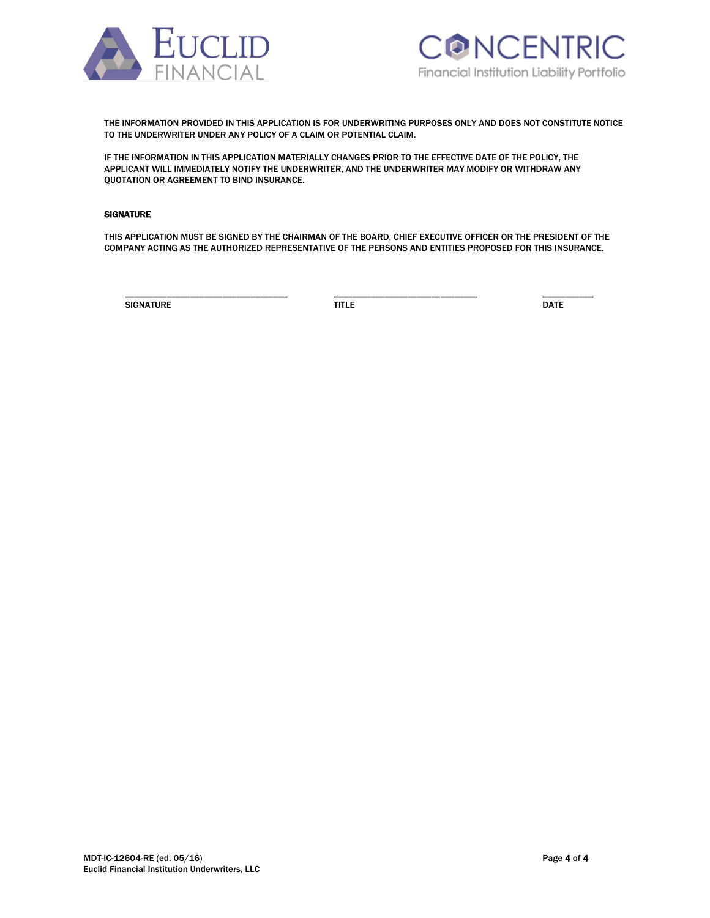THE INFORMATION PROVIDED IN THIS APPLICATION IS FOR UNDERWRITING PURPOSES ONLY AND DOES NOT CONSTITUTE NOTICE TO THE UNDERWRITER UNDER ANY POLICY OF A CLAIM OR POTENTIAL CLAIM.

IF THE INFORMATION IN THIS APPLICATION MATERIALLY CHANGES PRIOR TO THE EFFECTIVE DATE OF THE POLICY, THE APPLICANT WILL IMMEDIATELY NOTIFY THE UNDERWRITER, AND THE UNDERWRITER MAY MODIFY OR WITHDRAW ANY QUOTATION OR AGREEMENT TO BIND INSURANCE.

**SIGNATURE**

THIS APPLICATION MUST BE SIGNED BY THE CHAIRMAN OF THE BOARD, CHIEF EXECUTIVE OFFICER OR THE PRESIDENT OF THE COMPANY ACTING AS THE AUTHORIZED REPRESENTATIVE OF THE PERSONS AND ENTITIES PROPOSED FOR THIS INSURANCE.

| | | |
|---|---|---|
| ______________________________ | ______________________________ | __________ |
| SIGNATURE | TITLE | DATE |

MDT-IC-12604-RE (ed. 05/16)
Euclid Financial Institution Underwriters, LLC